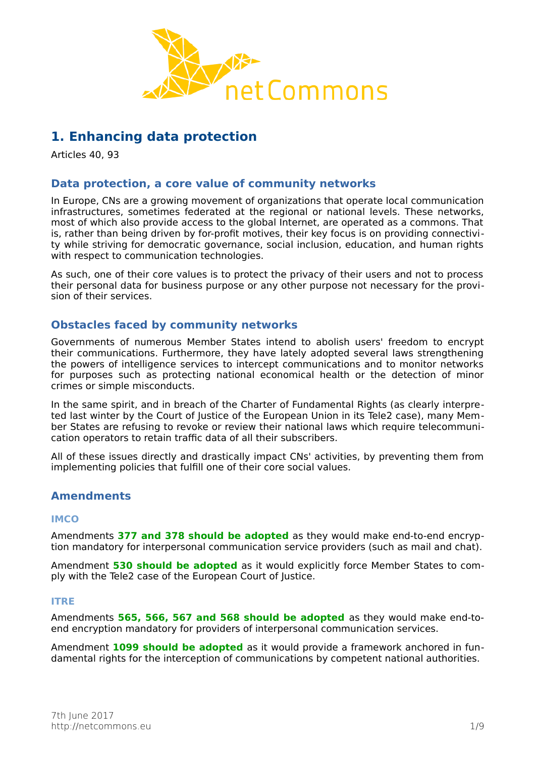# 1. Enhancing data protection

Articles 40, 93

## Data protection, a core value of community networks

In Europe, CNs are a growing movement of organizations that operate local communication infrastructures, sometimes federated at the regional or national levels. These networks, most of which also provide access to the global Internet, are operated as a commons. That is, rather than being driven by for-profit motives, their key focus is on providing connectivity while striving for democratic governance, social inclusion, education, and human rights with respect to communication technologies.

As such, one of their core values is to protect the privacy of their users and not to process their personal data for business purpose or any other purpose not necessary for the provision of their services.

## Obstacles faced by community networks

Governments of numerous Member States intend to abolish users' freedom to encrypt their communications. Furthermore, they have lately adopted several laws strengthening the powers of intelligence services to intercept communications and to monitor networks for purposes such as protecting national economical health or the detection of minor crimes or simple misconducts.

In the same spirit, and in breach of the Charter of Fundamental Rights (as clearly interpreted last winter by the Court of Justice of the European Union in its Tele2 case), many Member States are refusing to revoke or review their national laws which require telecommunication operators to retain traffic data of all their subscribers.

All of these issues directly and drastically impact CNs' activities, by preventing them from implementing policies that fulfill one of their core social values.

## Amendments

### IMCO

Amendments **377 and 378 should be adopted** as they would make end-to-end encryption mandatory for interpersonal communication service providers (such as mail and chat).

Amendment **530 should be adopted** as it would explicitly force Member States to comply with the Tele2 case of the European Court of Justice.

### ITRE

Amendments **565, 566, 567 and 568 should be adopted** as they would make end-to-end encryption mandatory for providers of interpersonal communication services.

Amendment **1099 should be adopted** as it would provide a framework anchored in fundamental rights for the interception of communications by competent national authorities.

7th June 2017
http://netcommons.eu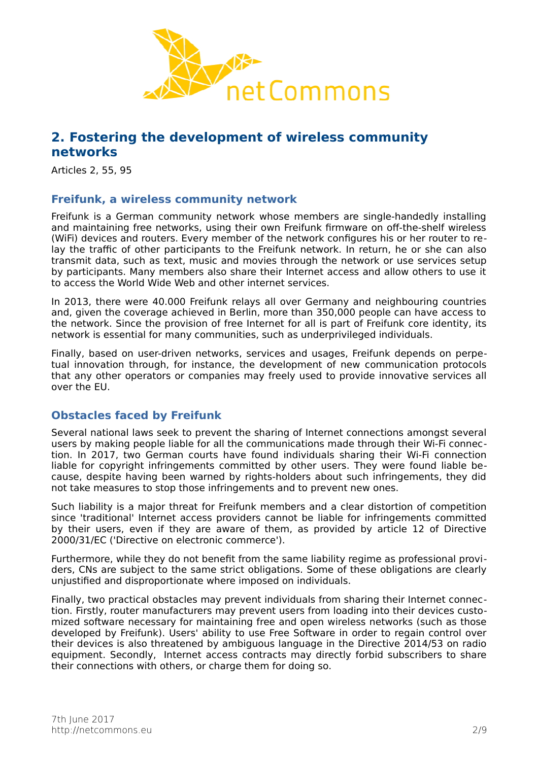## 2. Fostering the development of wireless community networks

Articles 2, 55, 95

### Freifunk, a wireless community network

Freifunk is a German community network whose members are single-handedly installing and maintaining free networks, using their own Freifunk firmware on off-the-shelf wireless (WiFi) devices and routers. Every member of the network configures his or her router to relay the traffic of other participants to the Freifunk network. In return, he or she can also transmit data, such as text, music and movies through the network or use services setup by participants. Many members also share their Internet access and allow others to use it to access the World Wide Web and other internet services.

In 2013, there were 40.000 Freifunk relays all over Germany and neighbouring countries and, given the coverage achieved in Berlin, more than 350,000 people can have access to the network. Since the provision of free Internet for all is part of Freifunk core identity, its network is essential for many communities, such as underprivileged individuals.

Finally, based on user-driven networks, services and usages, Freifunk depends on perpetual innovation through, for instance, the development of new communication protocols that any other operators or companies may freely used to provide innovative services all over the EU.

### Obstacles faced by Freifunk

Several national laws seek to prevent the sharing of Internet connections amongst several users by making people liable for all the communications made through their Wi-Fi connection. In 2017, two German courts have found individuals sharing their Wi-Fi connection liable for copyright infringements committed by other users. They were found liable because, despite having been warned by rights-holders about such infringements, they did not take measures to stop those infringements and to prevent new ones.

Such liability is a major threat for Freifunk members and a clear distortion of competition since 'traditional' Internet access providers cannot be liable for infringements committed by their users, even if they are aware of them, as provided by article 12 of Directive 2000/31/EC ('Directive on electronic commerce').

Furthermore, while they do not benefit from the same liability regime as professional providers, CNs are subject to the same strict obligations. Some of these obligations are clearly unjustified and disproportionate where imposed on individuals.

Finally, two practical obstacles may prevent individuals from sharing their Internet connection. Firstly, router manufacturers may prevent users from loading into their devices customized software necessary for maintaining free and open wireless networks (such as those developed by Freifunk). Users' ability to use Free Software in order to regain control over their devices is also threatened by ambiguous language in the Directive 2014/53 on radio equipment. Secondly, Internet access contracts may directly forbid subscribers to share their connections with others, or charge them for doing so.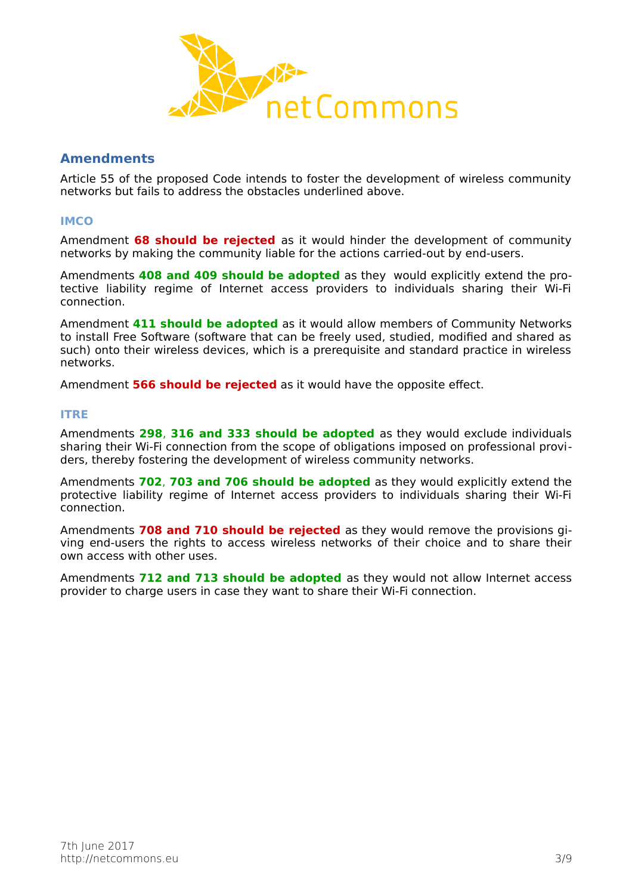## Amendments

Article 55 of the proposed Code intends to foster the development of wireless community networks but fails to address the obstacles underlined above.

### IMCO

Amendment **68 should be rejected** as it would hinder the development of community networks by making the community liable for the actions carried-out by end-users.

Amendments **408 and 409 should be adopted** as they would explicitly extend the protective liability regime of Internet access providers to individuals sharing their Wi-Fi connection.

Amendment **411 should be adopted** as it would allow members of Community Networks to install Free Software (software that can be freely used, studied, modified and shared as such) onto their wireless devices, which is a prerequisite and standard practice in wireless networks.

Amendment **566 should be rejected** as it would have the opposite effect.

### ITRE

Amendments **298, 316 and 333 should be adopted** as they would exclude individuals sharing their Wi-Fi connection from the scope of obligations imposed on professional providers, thereby fostering the development of wireless community networks.

Amendments **702, 703 and 706 should be adopted** as they would explicitly extend the protective liability regime of Internet access providers to individuals sharing their Wi-Fi connection.

Amendments **708 and 710 should be rejected** as they would remove the provisions giving end-users the rights to access wireless networks of their choice and to share their own access with other uses.

Amendments **712 and 713 should be adopted** as they would not allow Internet access provider to charge users in case they want to share their Wi-Fi connection.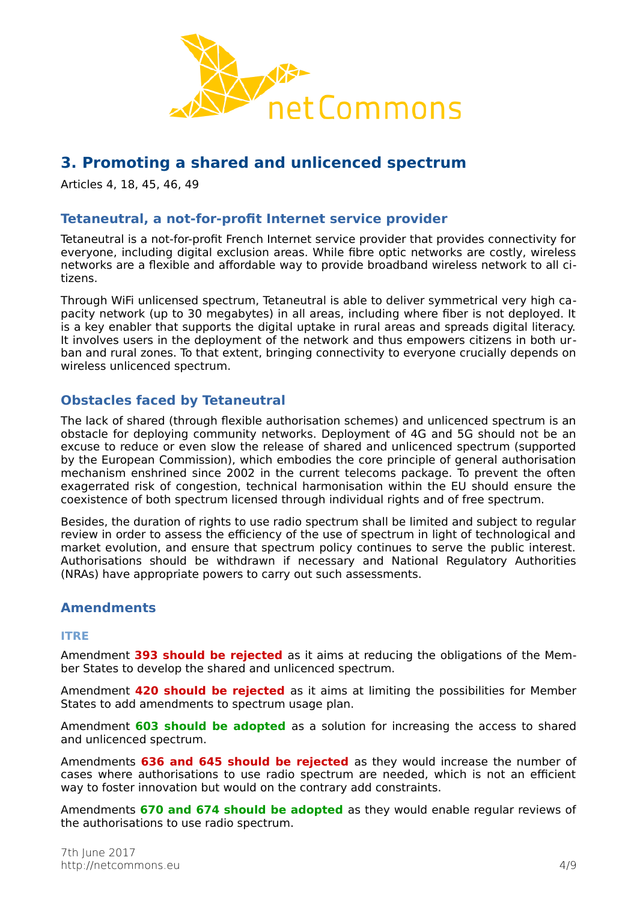## 3. Promoting a shared and unlicenced spectrum

Articles 4, 18, 45, 46, 49

### Tetaneutral, a not-for-profit Internet service provider

Tetaneutral is a not-for-profit French Internet service provider that provides connectivity for everyone, including digital exclusion areas. While fibre optic networks are costly, wireless networks are a flexible and affordable way to provide broadband wireless network to all citizens.

Through WiFi unlicensed spectrum, Tetaneutral is able to deliver symmetrical very high capacity network (up to 30 megabytes) in all areas, including where fiber is not deployed. It is a key enabler that supports the digital uptake in rural areas and spreads digital literacy. It involves users in the deployment of the network and thus empowers citizens in both urban and rural zones. To that extent, bringing connectivity to everyone crucially depends on wireless unlicenced spectrum.

### Obstacles faced by Tetaneutral

The lack of shared (through flexible authorisation schemes) and unlicenced spectrum is an obstacle for deploying community networks. Deployment of 4G and 5G should not be an excuse to reduce or even slow the release of shared and unlicenced spectrum (supported by the European Commission), which embodies the core principle of general authorisation mechanism enshrined since 2002 in the current telecoms package. To prevent the often exagerrated risk of congestion, technical harmonisation within the EU should ensure the coexistence of both spectrum licensed through individual rights and of free spectrum.

Besides, the duration of rights to use radio spectrum shall be limited and subject to regular review in order to assess the efficiency of the use of spectrum in light of technological and market evolution, and ensure that spectrum policy continues to serve the public interest. Authorisations should be withdrawn if necessary and National Regulatory Authorities (NRAs) have appropriate powers to carry out such assessments.

### Amendments

#### ITRE

Amendment **393 should be rejected** as it aims at reducing the obligations of the Member States to develop the shared and unlicenced spectrum.

Amendment **420 should be rejected** as it aims at limiting the possibilities for Member States to add amendments to spectrum usage plan.

Amendment **603 should be adopted** as a solution for increasing the access to shared and unlicenced spectrum.

Amendments **636 and 645 should be rejected** as they would increase the number of cases where authorisations to use radio spectrum are needed, which is not an efficient way to foster innovation but would on the contrary add constraints.

Amendments **670 and 674 should be adopted** as they would enable regular reviews of the authorisations to use radio spectrum.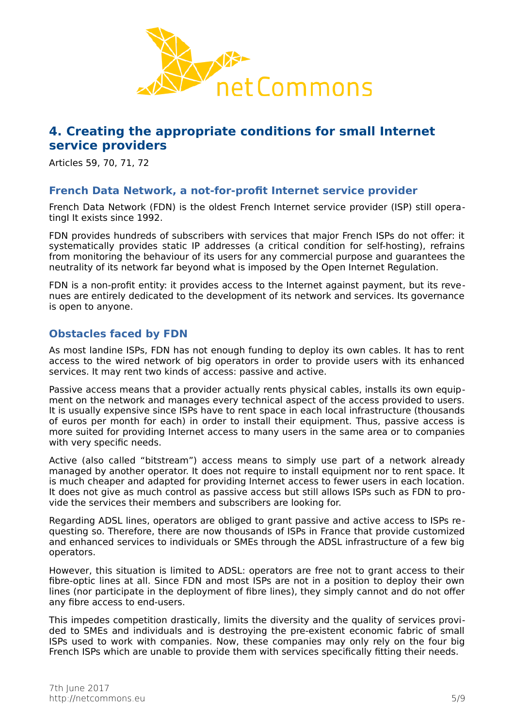## 4. Creating the appropriate conditions for small Internet service providers

Articles 59, 70, 71, 72

### French Data Network, a not-for-profit Internet service provider

French Data Network (FDN) is the oldest French Internet service provider (ISP) still operatingl It exists since 1992.

FDN provides hundreds of subscribers with services that major French ISPs do not offer: it systematically provides static IP addresses (a critical condition for self-hosting), refrains from monitoring the behaviour of its users for any commercial purpose and guarantees the neutrality of its network far beyond what is imposed by the Open Internet Regulation.

FDN is a non-profit entity: it provides access to the Internet against payment, but its revenues are entirely dedicated to the development of its network and services. Its governance is open to anyone.

### Obstacles faced by FDN

As most landine ISPs, FDN has not enough funding to deploy its own cables. It has to rent access to the wired network of big operators in order to provide users with its enhanced services. It may rent two kinds of access: passive and active.

Passive access means that a provider actually rents physical cables, installs its own equipment on the network and manages every technical aspect of the access provided to users. It is usually expensive since ISPs have to rent space in each local infrastructure (thousands of euros per month for each) in order to install their equipment. Thus, passive access is more suited for providing Internet access to many users in the same area or to companies with very specific needs.

Active (also called "bitstream") access means to simply use part of a network already managed by another operator. It does not require to install equipment nor to rent space. It is much cheaper and adapted for providing Internet access to fewer users in each location. It does not give as much control as passive access but still allows ISPs such as FDN to provide the services their members and subscribers are looking for.

Regarding ADSL lines, operators are obliged to grant passive and active access to ISPs requesting so. Therefore, there are now thousands of ISPs in France that provide customized and enhanced services to individuals or SMEs through the ADSL infrastructure of a few big operators.

However, this situation is limited to ADSL: operators are free not to grant access to their fibre-optic lines at all. Since FDN and most ISPs are not in a position to deploy their own lines (nor participate in the deployment of fibre lines), they simply cannot and do not offer any fibre access to end-users.

This impedes competition drastically, limits the diversity and the quality of services provided to SMEs and individuals and is destroying the pre-existent economic fabric of small ISPs used to work with companies. Now, these companies may only rely on the four big French ISPs which are unable to provide them with services specifically fitting their needs.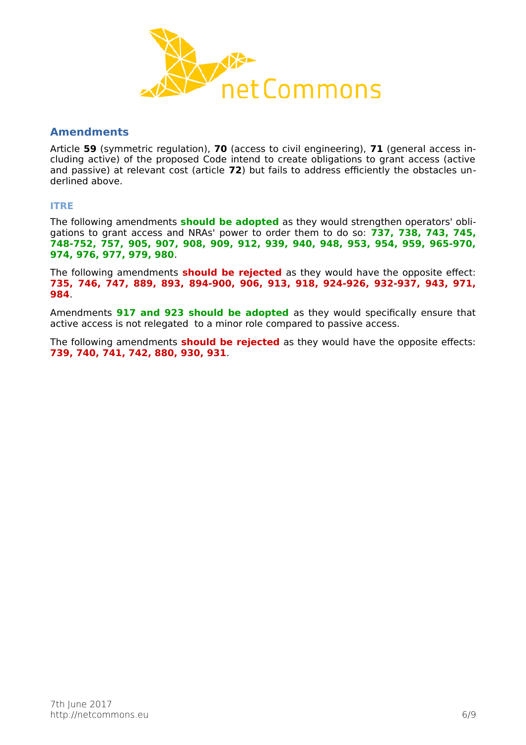## Amendments

Article **59** (symmetric regulation), **70** (access to civil engineering), **71** (general access including active) of the proposed Code intend to create obligations to grant access (active and passive) at relevant cost (article **72**) but fails to address efficiently the obstacles underlined above.

### ITRE

The following amendments **should be adopted** as they would strengthen operators' obligations to grant access and NRAs' power to order them to do so: **737, 738, 743, 745, 748-752, 757, 905, 907, 908, 909, 912, 939, 940, 948, 953, 954, 959, 965-970, 974, 976, 977, 979, 980**.

The following amendments **should be rejected** as they would have the opposite effect: **735, 746, 747, 889, 893, 894-900, 906, 913, 918, 924-926, 932-937, 943, 971, 984**.

Amendments **917 and 923 should be adopted** as they would specifically ensure that active access is not relegated to a minor role compared to passive access.

The following amendments **should be rejected** as they would have the opposite effects: **739, 740, 741, 742, 880, 930, 931**.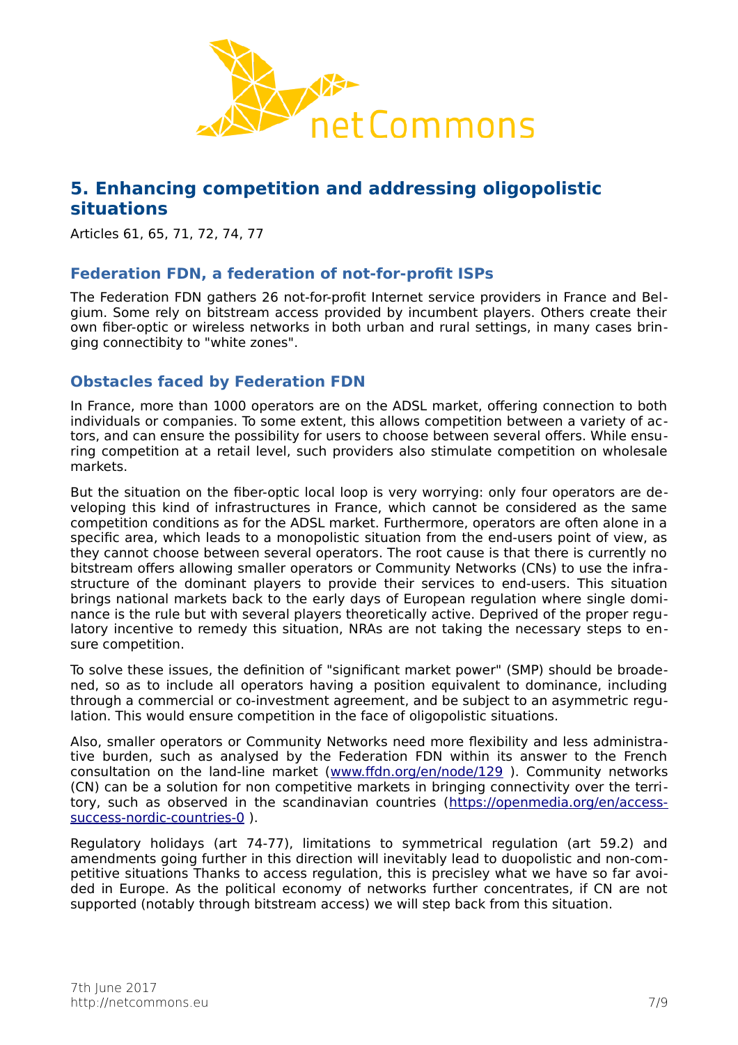## 5. Enhancing competition and addressing oligopolistic situations

Articles 61, 65, 71, 72, 74, 77

### Federation FDN, a federation of not-for-profit ISPs

The Federation FDN gathers 26 not-for-profit Internet service providers in France and Belgium. Some rely on bitstream access provided by incumbent players. Others create their own fiber-optic or wireless networks in both urban and rural settings, in many cases bringing connectibity to "white zones".

### Obstacles faced by Federation FDN

In France, more than 1000 operators are on the ADSL market, offering connection to both individuals or companies. To some extent, this allows competition between a variety of actors, and can ensure the possibility for users to choose between several offers. While ensuring competition at a retail level, such providers also stimulate competition on wholesale markets.

But the situation on the fiber-optic local loop is very worrying: only four operators are developing this kind of infrastructures in France, which cannot be considered as the same competition conditions as for the ADSL market. Furthermore, operators are often alone in a specific area, which leads to a monopolistic situation from the end-users point of view, as they cannot choose between several operators. The root cause is that there is currently no bitstream offers allowing smaller operators or Community Networks (CNs) to use the infrastructure of the dominant players to provide their services to end-users. This situation brings national markets back to the early days of European regulation where single dominance is the rule but with several players theoretically active. Deprived of the proper regulatory incentive to remedy this situation, NRAs are not taking the necessary steps to ensure competition.

To solve these issues, the definition of "significant market power" (SMP) should be broadened, so as to include all operators having a position equivalent to dominance, including through a commercial or co-investment agreement, and be subject to an asymmetric regulation. This would ensure competition in the face of oligopolistic situations.

Also, smaller operators or Community Networks need more flexibility and less administrative burden, such as analysed by the Federation FDN within its answer to the French consultation on the land-line market ([www.ffdn.org/en/node/129](www.ffdn.org/en/node/129) ). Community networks (CN) can be a solution for non competitive markets in bringing connectivity over the territory, such as observed in the scandinavian countries ([https://openmedia.org/en/access-success-nordic-countries-0](https://openmedia.org/en/access-success-nordic-countries-0) ).

Regulatory holidays (art 74-77), limitations to symmetrical regulation (art 59.2) and amendments going further in this direction will inevitably lead to duopolistic and non-competitive situations Thanks to access regulation, this is precisley what we have so far avoided in Europe. As the political economy of networks further concentrates, if CN are not supported (notably through bitstream access) we will step back from this situation.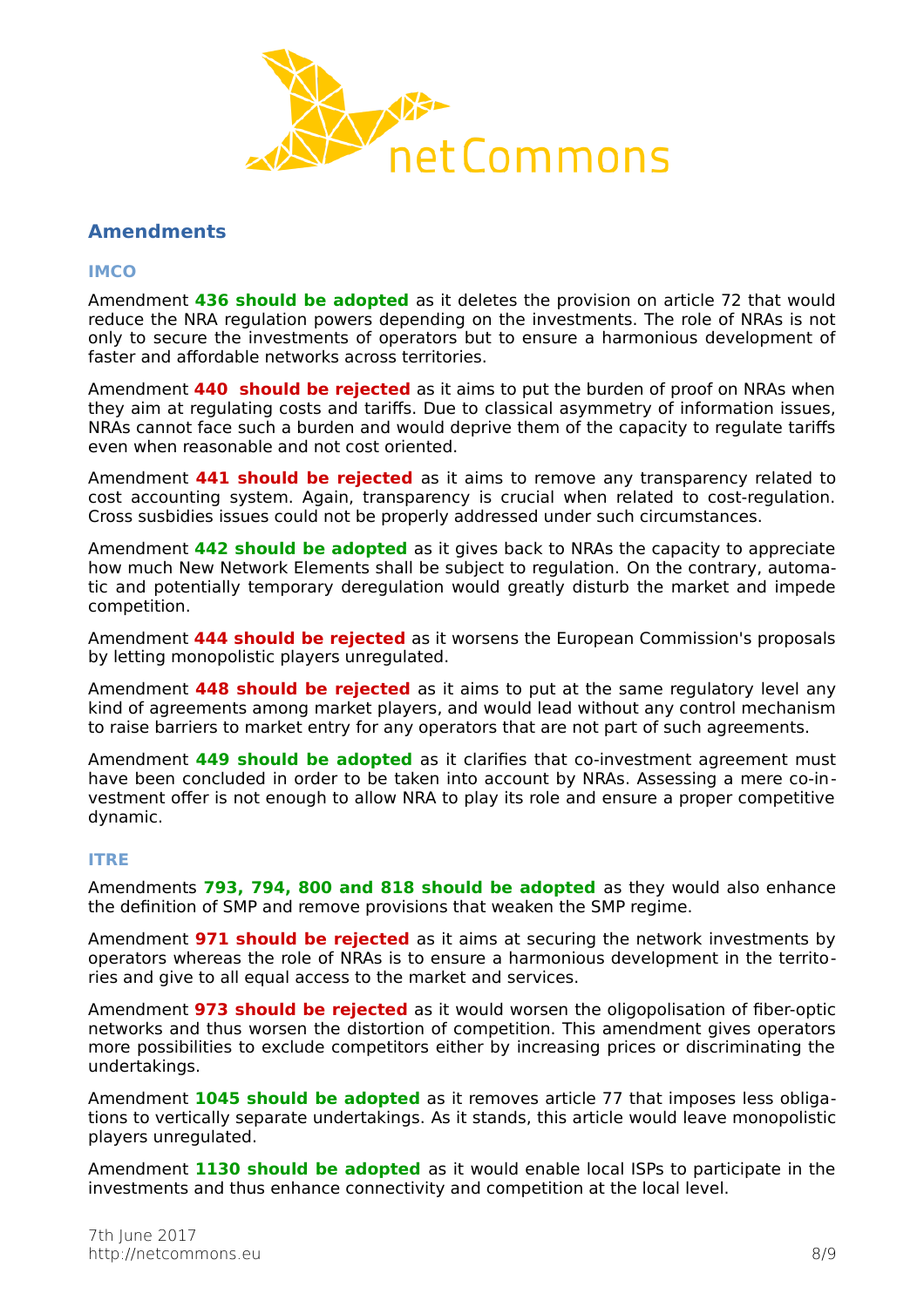## Amendments

### IMCO

Amendment **436 should be adopted** as it deletes the provision on article 72 that would reduce the NRA regulation powers depending on the investments. The role of NRAs is not only to secure the investments of operators but to ensure a harmonious development of faster and affordable networks across territories.

Amendment **440 should be rejected** as it aims to put the burden of proof on NRAs when they aim at regulating costs and tariffs. Due to classical asymmetry of information issues, NRAs cannot face such a burden and would deprive them of the capacity to regulate tariffs even when reasonable and not cost oriented.

Amendment **441 should be rejected** as it aims to remove any transparency related to cost accounting system. Again, transparency is crucial when related to cost-regulation. Cross susbidies issues could not be properly addressed under such circumstances.

Amendment **442 should be adopted** as it gives back to NRAs the capacity to appreciate how much New Network Elements shall be subject to regulation. On the contrary, automatic and potentially temporary deregulation would greatly disturb the market and impede competition.

Amendment **444 should be rejected** as it worsens the European Commission's proposals by letting monopolistic players unregulated.

Amendment **448 should be rejected** as it aims to put at the same regulatory level any kind of agreements among market players, and would lead without any control mechanism to raise barriers to market entry for any operators that are not part of such agreements.

Amendment **449 should be adopted** as it clarifies that co-investment agreement must have been concluded in order to be taken into account by NRAs. Assessing a mere co-investment offer is not enough to allow NRA to play its role and ensure a proper competitive dynamic.

### ITRE

Amendments **793, 794, 800 and 818 should be adopted** as they would also enhance the definition of SMP and remove provisions that weaken the SMP regime.

Amendment **971 should be rejected** as it aims at securing the network investments by operators whereas the role of NRAs is to ensure a harmonious development in the territories and give to all equal access to the market and services.

Amendment **973 should be rejected** as it would worsen the oligopolisation of fiber-optic networks and thus worsen the distortion of competition. This amendment gives operators more possibilities to exclude competitors either by increasing prices or discriminating the undertakings.

Amendment **1045 should be adopted** as it removes article 77 that imposes less obligations to vertically separate undertakings. As it stands, this article would leave monopolistic players unregulated.

Amendment **1130 should be adopted** as it would enable local ISPs to participate in the investments and thus enhance connectivity and competition at the local level.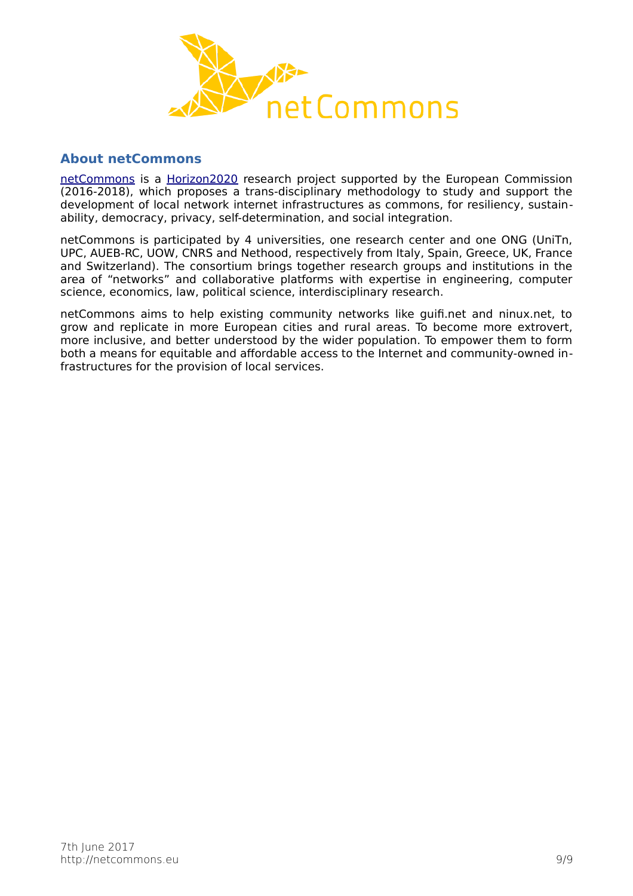## About netCommons

netCommons is a Horizon2020 research project supported by the European Commission (2016-2018), which proposes a trans-disciplinary methodology to study and support the development of local network internet infrastructures as commons, for resiliency, sustainability, democracy, privacy, self-determination, and social integration.

netCommons is participated by 4 universities, one research center and one ONG (UniTn, UPC, AUEB-RC, UOW, CNRS and Nethood, respectively from Italy, Spain, Greece, UK, France and Switzerland). The consortium brings together research groups and institutions in the area of "networks" and collaborative platforms with expertise in engineering, computer science, economics, law, political science, interdisciplinary research.

netCommons aims to help existing community networks like guifi.net and ninux.net, to grow and replicate in more European cities and rural areas. To become more extrovert, more inclusive, and better understood by the wider population. To empower them to form both a means for equitable and affordable access to the Internet and community-owned infrastructures for the provision of local services.